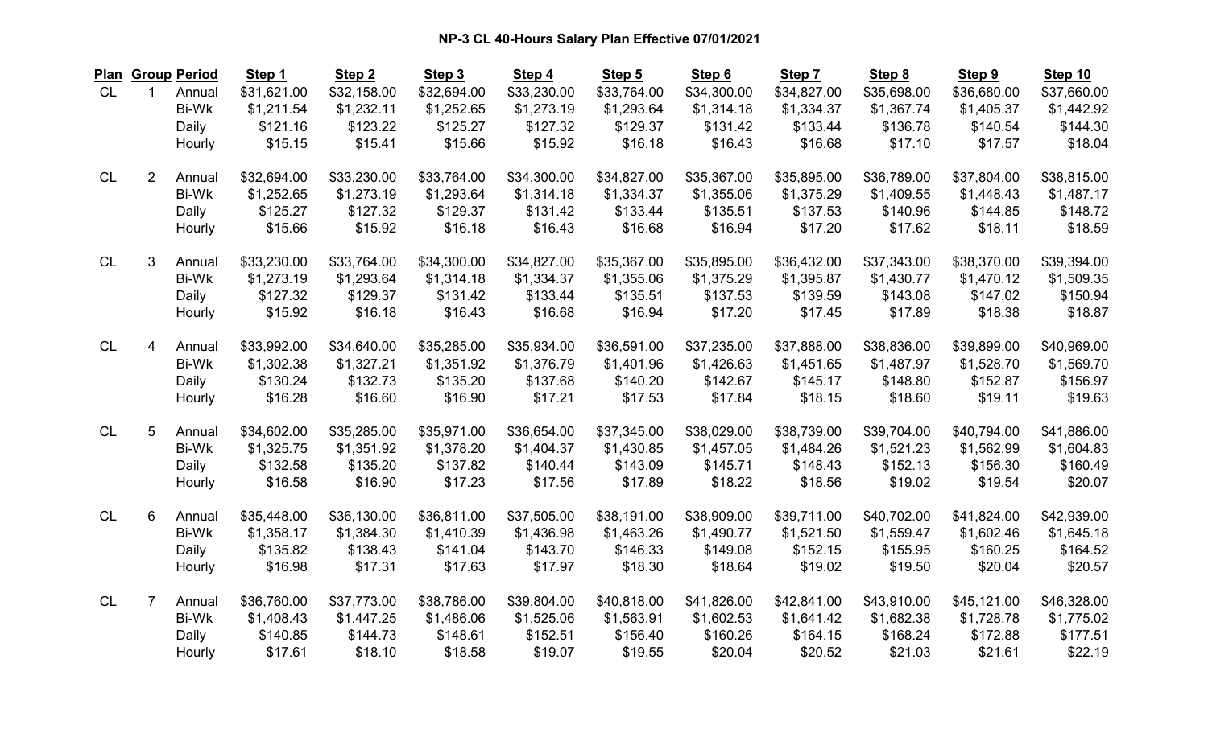**NP-3 CL 40-Hours Salary Plan Effective 07/01/2021**

| Plan | Group | Period | Step 1 | Step 2 | Step 3 | Step 4 | Step 5 | Step 6 | Step 7 | Step 8 | Step 9 | Step 10 |
|---|---|---|---|---|---|---|---|---|---|---|---|---|
| CL | 1 | Annual | $31,621.00 | $32,158.00 | $32,694.00 | $33,230.00 | $33,764.00 | $34,300.00 | $34,827.00 | $35,698.00 | $36,680.00 | $37,660.00 |
| | | Bi-Wk | $1,211.54 | $1,232.11 | $1,252.65 | $1,273.19 | $1,293.64 | $1,314.18 | $1,334.37 | $1,367.74 | $1,405.37 | $1,442.92 |
| | | Daily | $121.16 | $123.22 | $125.27 | $127.32 | $129.37 | $131.42 | $133.44 | $136.78 | $140.54 | $144.30 |
| | | Hourly | $15.15 | $15.41 | $15.66 | $15.92 | $16.18 | $16.43 | $16.68 | $17.10 | $17.57 | $18.04 |
| CL | 2 | Annual | $32,694.00 | $33,230.00 | $33,764.00 | $34,300.00 | $34,827.00 | $35,367.00 | $35,895.00 | $36,789.00 | $37,804.00 | $38,815.00 |
| | | Bi-Wk | $1,252.65 | $1,273.19 | $1,293.64 | $1,314.18 | $1,334.37 | $1,355.06 | $1,375.29 | $1,409.55 | $1,448.43 | $1,487.17 |
| | | Daily | $125.27 | $127.32 | $129.37 | $131.42 | $133.44 | $135.51 | $137.53 | $140.96 | $144.85 | $148.72 |
| | | Hourly | $15.66 | $15.92 | $16.18 | $16.43 | $16.68 | $16.94 | $17.20 | $17.62 | $18.11 | $18.59 |
| CL | 3 | Annual | $33,230.00 | $33,764.00 | $34,300.00 | $34,827.00 | $35,367.00 | $35,895.00 | $36,432.00 | $37,343.00 | $38,370.00 | $39,394.00 |
| | | Bi-Wk | $1,273.19 | $1,293.64 | $1,314.18 | $1,334.37 | $1,355.06 | $1,375.29 | $1,395.87 | $1,430.77 | $1,470.12 | $1,509.35 |
| | | Daily | $127.32 | $129.37 | $131.42 | $133.44 | $135.51 | $137.53 | $139.59 | $143.08 | $147.02 | $150.94 |
| | | Hourly | $15.92 | $16.18 | $16.43 | $16.68 | $16.94 | $17.20 | $17.45 | $17.89 | $18.38 | $18.87 |
| CL | 4 | Annual | $33,992.00 | $34,640.00 | $35,285.00 | $35,934.00 | $36,591.00 | $37,235.00 | $37,888.00 | $38,836.00 | $39,899.00 | $40,969.00 |
| | | Bi-Wk | $1,302.38 | $1,327.21 | $1,351.92 | $1,376.79 | $1,401.96 | $1,426.63 | $1,451.65 | $1,487.97 | $1,528.70 | $1,569.70 |
| | | Daily | $130.24 | $132.73 | $135.20 | $137.68 | $140.20 | $142.67 | $145.17 | $148.80 | $152.87 | $156.97 |
| | | Hourly | $16.28 | $16.60 | $16.90 | $17.21 | $17.53 | $17.84 | $18.15 | $18.60 | $19.11 | $19.63 |
| CL | 5 | Annual | $34,602.00 | $35,285.00 | $35,971.00 | $36,654.00 | $37,345.00 | $38,029.00 | $38,739.00 | $39,704.00 | $40,794.00 | $41,886.00 |
| | | Bi-Wk | $1,325.75 | $1,351.92 | $1,378.20 | $1,404.37 | $1,430.85 | $1,457.05 | $1,484.26 | $1,521.23 | $1,562.99 | $1,604.83 |
| | | Daily | $132.58 | $135.20 | $137.82 | $140.44 | $143.09 | $145.71 | $148.43 | $152.13 | $156.30 | $160.49 |
| | | Hourly | $16.58 | $16.90 | $17.23 | $17.56 | $17.89 | $18.22 | $18.56 | $19.02 | $19.54 | $20.07 |
| CL | 6 | Annual | $35,448.00 | $36,130.00 | $36,811.00 | $37,505.00 | $38,191.00 | $38,909.00 | $39,711.00 | $40,702.00 | $41,824.00 | $42,939.00 |
| | | Bi-Wk | $1,358.17 | $1,384.30 | $1,410.39 | $1,436.98 | $1,463.26 | $1,490.77 | $1,521.50 | $1,559.47 | $1,602.46 | $1,645.18 |
| | | Daily | $135.82 | $138.43 | $141.04 | $143.70 | $146.33 | $149.08 | $152.15 | $155.95 | $160.25 | $164.52 |
| | | Hourly | $16.98 | $17.31 | $17.63 | $17.97 | $18.30 | $18.64 | $19.02 | $19.50 | $20.04 | $20.57 |
| CL | 7 | Annual | $36,760.00 | $37,773.00 | $38,786.00 | $39,804.00 | $40,818.00 | $41,826.00 | $42,841.00 | $43,910.00 | $45,121.00 | $46,328.00 |
| | | Bi-Wk | $1,408.43 | $1,447.25 | $1,486.06 | $1,525.06 | $1,563.91 | $1,602.53 | $1,641.42 | $1,682.38 | $1,728.78 | $1,775.02 |
| | | Daily | $140.85 | $144.73 | $148.61 | $152.51 | $156.40 | $160.26 | $164.15 | $168.24 | $172.88 | $177.51 |
| | | Hourly | $17.61 | $18.10 | $18.58 | $19.07 | $19.55 | $20.04 | $20.52 | $21.03 | $21.61 | $22.19 |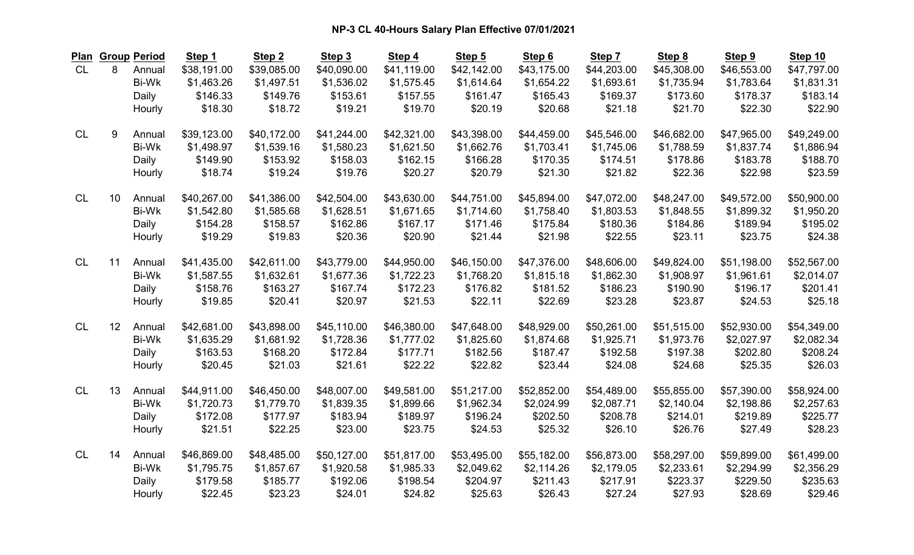**NP-3 CL 40-Hours Salary Plan Effective 07/01/2021**

| Plan | Group | Period | Step 1 | Step 2 | Step 3 | Step 4 | Step 5 | Step 6 | Step 7 | Step 8 | Step 9 | Step 10 |
|---|---|---|---|---|---|---|---|---|---|---|---|---|
| CL | 8 | Annual | $38,191.00 | $39,085.00 | $40,090.00 | $41,119.00 | $42,142.00 | $43,175.00 | $44,203.00 | $45,308.00 | $46,553.00 | $47,797.00 |
| | | Bi-Wk | $1,463.26 | $1,497.51 | $1,536.02 | $1,575.45 | $1,614.64 | $1,654.22 | $1,693.61 | $1,735.94 | $1,783.64 | $1,831.31 |
| | | Daily | $146.33 | $149.76 | $153.61 | $157.55 | $161.47 | $165.43 | $169.37 | $173.60 | $178.37 | $183.14 |
| | | Hourly | $18.30 | $18.72 | $19.21 | $19.70 | $20.19 | $20.68 | $21.18 | $21.70 | $22.30 | $22.90 |
| CL | 9 | Annual | $39,123.00 | $40,172.00 | $41,244.00 | $42,321.00 | $43,398.00 | $44,459.00 | $45,546.00 | $46,682.00 | $47,965.00 | $49,249.00 |
| | | Bi-Wk | $1,498.97 | $1,539.16 | $1,580.23 | $1,621.50 | $1,662.76 | $1,703.41 | $1,745.06 | $1,788.59 | $1,837.74 | $1,886.94 |
| | | Daily | $149.90 | $153.92 | $158.03 | $162.15 | $166.28 | $170.35 | $174.51 | $178.86 | $183.78 | $188.70 |
| | | Hourly | $18.74 | $19.24 | $19.76 | $20.27 | $20.79 | $21.30 | $21.82 | $22.36 | $22.98 | $23.59 |
| CL | 10 | Annual | $40,267.00 | $41,386.00 | $42,504.00 | $43,630.00 | $44,751.00 | $45,894.00 | $47,072.00 | $48,247.00 | $49,572.00 | $50,900.00 |
| | | Bi-Wk | $1,542.80 | $1,585.68 | $1,628.51 | $1,671.65 | $1,714.60 | $1,758.40 | $1,803.53 | $1,848.55 | $1,899.32 | $1,950.20 |
| | | Daily | $154.28 | $158.57 | $162.86 | $167.17 | $171.46 | $175.84 | $180.36 | $184.86 | $189.94 | $195.02 |
| | | Hourly | $19.29 | $19.83 | $20.36 | $20.90 | $21.44 | $21.98 | $22.55 | $23.11 | $23.75 | $24.38 |
| CL | 11 | Annual | $41,435.00 | $42,611.00 | $43,779.00 | $44,950.00 | $46,150.00 | $47,376.00 | $48,606.00 | $49,824.00 | $51,198.00 | $52,567.00 |
| | | Bi-Wk | $1,587.55 | $1,632.61 | $1,677.36 | $1,722.23 | $1,768.20 | $1,815.18 | $1,862.30 | $1,908.97 | $1,961.61 | $2,014.07 |
| | | Daily | $158.76 | $163.27 | $167.74 | $172.23 | $176.82 | $181.52 | $186.23 | $190.90 | $196.17 | $201.41 |
| | | Hourly | $19.85 | $20.41 | $20.97 | $21.53 | $22.11 | $22.69 | $23.28 | $23.87 | $24.53 | $25.18 |
| CL | 12 | Annual | $42,681.00 | $43,898.00 | $45,110.00 | $46,380.00 | $47,648.00 | $48,929.00 | $50,261.00 | $51,515.00 | $52,930.00 | $54,349.00 |
| | | Bi-Wk | $1,635.29 | $1,681.92 | $1,728.36 | $1,777.02 | $1,825.60 | $1,874.68 | $1,925.71 | $1,973.76 | $2,027.97 | $2,082.34 |
| | | Daily | $163.53 | $168.20 | $172.84 | $177.71 | $182.56 | $187.47 | $192.58 | $197.38 | $202.80 | $208.24 |
| | | Hourly | $20.45 | $21.03 | $21.61 | $22.22 | $22.82 | $23.44 | $24.08 | $24.68 | $25.35 | $26.03 |
| CL | 13 | Annual | $44,911.00 | $46,450.00 | $48,007.00 | $49,581.00 | $51,217.00 | $52,852.00 | $54,489.00 | $55,855.00 | $57,390.00 | $58,924.00 |
| | | Bi-Wk | $1,720.73 | $1,779.70 | $1,839.35 | $1,899.66 | $1,962.34 | $2,024.99 | $2,087.71 | $2,140.04 | $2,198.86 | $2,257.63 |
| | | Daily | $172.08 | $177.97 | $183.94 | $189.97 | $196.24 | $202.50 | $208.78 | $214.01 | $219.89 | $225.77 |
| | | Hourly | $21.51 | $22.25 | $23.00 | $23.75 | $24.53 | $25.32 | $26.10 | $26.76 | $27.49 | $28.23 |
| CL | 14 | Annual | $46,869.00 | $48,485.00 | $50,127.00 | $51,817.00 | $53,495.00 | $55,182.00 | $56,873.00 | $58,297.00 | $59,899.00 | $61,499.00 |
| | | Bi-Wk | $1,795.75 | $1,857.67 | $1,920.58 | $1,985.33 | $2,049.62 | $2,114.26 | $2,179.05 | $2,233.61 | $2,294.99 | $2,356.29 |
| | | Daily | $179.58 | $185.77 | $192.06 | $198.54 | $204.97 | $211.43 | $217.91 | $223.37 | $229.50 | $235.63 |
| | | Hourly | $22.45 | $23.23 | $24.01 | $24.82 | $25.63 | $26.43 | $27.24 | $27.93 | $28.69 | $29.46 |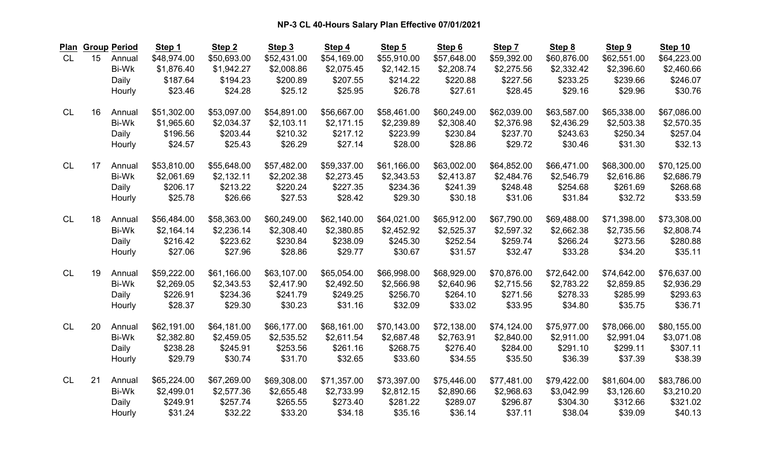**NP-3 CL 40-Hours Salary Plan Effective 07/01/2021**

| Plan | Group | Period | Step 1 | Step 2 | Step 3 | Step 4 | Step 5 | Step 6 | Step 7 | Step 8 | Step 9 | Step 10 |
|---|---|---|---|---|---|---|---|---|---|---|---|---|
| CL | 15 | Annual | $48,974.00 | $50,693.00 | $52,431.00 | $54,169.00 | $55,910.00 | $57,648.00 | $59,392.00 | $60,876.00 | $62,551.00 | $64,223.00 |
| | | Bi-Wk | $1,876.40 | $1,942.27 | $2,008.86 | $2,075.45 | $2,142.15 | $2,208.74 | $2,275.56 | $2,332.42 | $2,396.60 | $2,460.66 |
| | | Daily | $187.64 | $194.23 | $200.89 | $207.55 | $214.22 | $220.88 | $227.56 | $233.25 | $239.66 | $246.07 |
| | | Hourly | $23.46 | $24.28 | $25.12 | $25.95 | $26.78 | $27.61 | $28.45 | $29.16 | $29.96 | $30.76 |
| CL | 16 | Annual | $51,302.00 | $53,097.00 | $54,891.00 | $56,667.00 | $58,461.00 | $60,249.00 | $62,039.00 | $63,587.00 | $65,338.00 | $67,086.00 |
| | | Bi-Wk | $1,965.60 | $2,034.37 | $2,103.11 | $2,171.15 | $2,239.89 | $2,308.40 | $2,376.98 | $2,436.29 | $2,503.38 | $2,570.35 |
| | | Daily | $196.56 | $203.44 | $210.32 | $217.12 | $223.99 | $230.84 | $237.70 | $243.63 | $250.34 | $257.04 |
| | | Hourly | $24.57 | $25.43 | $26.29 | $27.14 | $28.00 | $28.86 | $29.72 | $30.46 | $31.30 | $32.13 |
| CL | 17 | Annual | $53,810.00 | $55,648.00 | $57,482.00 | $59,337.00 | $61,166.00 | $63,002.00 | $64,852.00 | $66,471.00 | $68,300.00 | $70,125.00 |
| | | Bi-Wk | $2,061.69 | $2,132.11 | $2,202.38 | $2,273.45 | $2,343.53 | $2,413.87 | $2,484.76 | $2,546.79 | $2,616.86 | $2,686.79 |
| | | Daily | $206.17 | $213.22 | $220.24 | $227.35 | $234.36 | $241.39 | $248.48 | $254.68 | $261.69 | $268.68 |
| | | Hourly | $25.78 | $26.66 | $27.53 | $28.42 | $29.30 | $30.18 | $31.06 | $31.84 | $32.72 | $33.59 |
| CL | 18 | Annual | $56,484.00 | $58,363.00 | $60,249.00 | $62,140.00 | $64,021.00 | $65,912.00 | $67,790.00 | $69,488.00 | $71,398.00 | $73,308.00 |
| | | Bi-Wk | $2,164.14 | $2,236.14 | $2,308.40 | $2,380.85 | $2,452.92 | $2,525.37 | $2,597.32 | $2,662.38 | $2,735.56 | $2,808.74 |
| | | Daily | $216.42 | $223.62 | $230.84 | $238.09 | $245.30 | $252.54 | $259.74 | $266.24 | $273.56 | $280.88 |
| | | Hourly | $27.06 | $27.96 | $28.86 | $29.77 | $30.67 | $31.57 | $32.47 | $33.28 | $34.20 | $35.11 |
| CL | 19 | Annual | $59,222.00 | $61,166.00 | $63,107.00 | $65,054.00 | $66,998.00 | $68,929.00 | $70,876.00 | $72,642.00 | $74,642.00 | $76,637.00 |
| | | Bi-Wk | $2,269.05 | $2,343.53 | $2,417.90 | $2,492.50 | $2,566.98 | $2,640.96 | $2,715.56 | $2,783.22 | $2,859.85 | $2,936.29 |
| | | Daily | $226.91 | $234.36 | $241.79 | $249.25 | $256.70 | $264.10 | $271.56 | $278.33 | $285.99 | $293.63 |
| | | Hourly | $28.37 | $29.30 | $30.23 | $31.16 | $32.09 | $33.02 | $33.95 | $34.80 | $35.75 | $36.71 |
| CL | 20 | Annual | $62,191.00 | $64,181.00 | $66,177.00 | $68,161.00 | $70,143.00 | $72,138.00 | $74,124.00 | $75,977.00 | $78,066.00 | $80,155.00 |
| | | Bi-Wk | $2,382.80 | $2,459.05 | $2,535.52 | $2,611.54 | $2,687.48 | $2,763.91 | $2,840.00 | $2,911.00 | $2,991.04 | $3,071.08 |
| | | Daily | $238.28 | $245.91 | $253.56 | $261.16 | $268.75 | $276.40 | $284.00 | $291.10 | $299.11 | $307.11 |
| | | Hourly | $29.79 | $30.74 | $31.70 | $32.65 | $33.60 | $34.55 | $35.50 | $36.39 | $37.39 | $38.39 |
| CL | 21 | Annual | $65,224.00 | $67,269.00 | $69,308.00 | $71,357.00 | $73,397.00 | $75,446.00 | $77,481.00 | $79,422.00 | $81,604.00 | $83,786.00 |
| | | Bi-Wk | $2,499.01 | $2,577.36 | $2,655.48 | $2,733.99 | $2,812.15 | $2,890.66 | $2,968.63 | $3,042.99 | $3,126.60 | $3,210.20 |
| | | Daily | $249.91 | $257.74 | $265.55 | $273.40 | $281.22 | $289.07 | $296.87 | $304.30 | $312.66 | $321.02 |
| | | Hourly | $31.24 | $32.22 | $33.20 | $34.18 | $35.16 | $36.14 | $37.11 | $38.04 | $39.09 | $40.13 |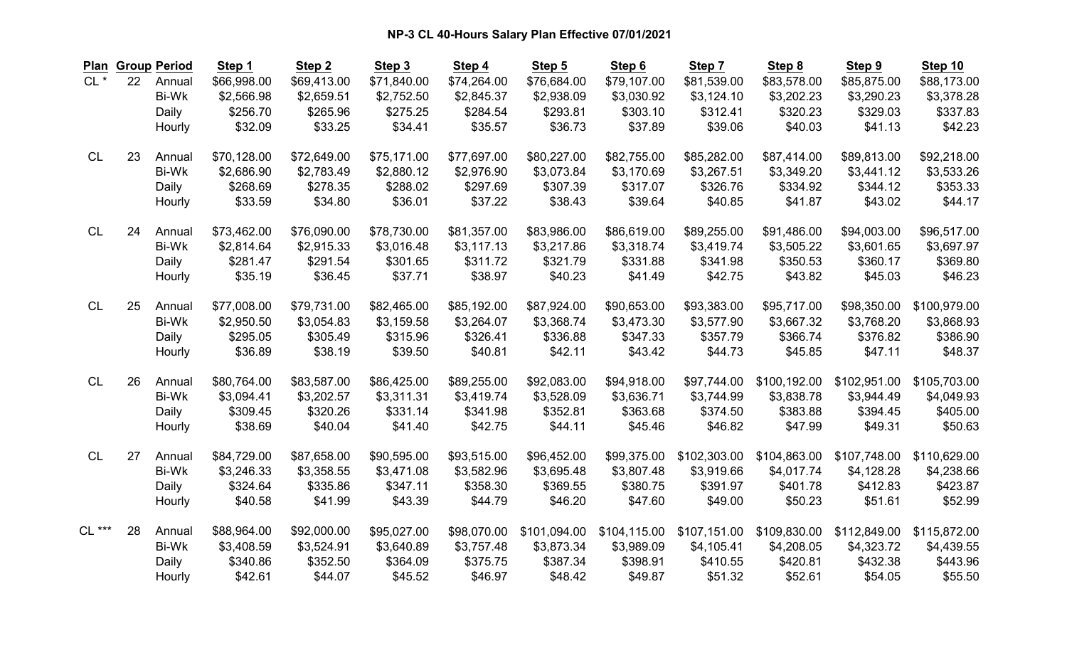**NP-3 CL 40-Hours Salary Plan Effective 07/01/2021**

| Plan | Group | Period | Step 1 | Step 2 | Step 3 | Step 4 | Step 5 | Step 6 | Step 7 | Step 8 | Step 9 | Step 10 |
|---|---|---|---|---|---|---|---|---|---|---|---|---|
| CL * | 22 | Annual | $66,998.00 | $69,413.00 | $71,840.00 | $74,264.00 | $76,684.00 | $79,107.00 | $81,539.00 | $83,578.00 | $85,875.00 | $88,173.00 |
| | | Bi-Wk | $2,566.98 | $2,659.51 | $2,752.50 | $2,845.37 | $2,938.09 | $3,030.92 | $3,124.10 | $3,202.23 | $3,290.23 | $3,378.28 |
| | | Daily | $256.70 | $265.96 | $275.25 | $284.54 | $293.81 | $303.10 | $312.41 | $320.23 | $329.03 | $337.83 |
| | | Hourly | $32.09 | $33.25 | $34.41 | $35.57 | $36.73 | $37.89 | $39.06 | $40.03 | $41.13 | $42.23 |
| CL | 23 | Annual | $70,128.00 | $72,649.00 | $75,171.00 | $77,697.00 | $80,227.00 | $82,755.00 | $85,282.00 | $87,414.00 | $89,813.00 | $92,218.00 |
| | | Bi-Wk | $2,686.90 | $2,783.49 | $2,880.12 | $2,976.90 | $3,073.84 | $3,170.69 | $3,267.51 | $3,349.20 | $3,441.12 | $3,533.26 |
| | | Daily | $268.69 | $278.35 | $288.02 | $297.69 | $307.39 | $317.07 | $326.76 | $334.92 | $344.12 | $353.33 |
| | | Hourly | $33.59 | $34.80 | $36.01 | $37.22 | $38.43 | $39.64 | $40.85 | $41.87 | $43.02 | $44.17 |
| CL | 24 | Annual | $73,462.00 | $76,090.00 | $78,730.00 | $81,357.00 | $83,986.00 | $86,619.00 | $89,255.00 | $91,486.00 | $94,003.00 | $96,517.00 |
| | | Bi-Wk | $2,814.64 | $2,915.33 | $3,016.48 | $3,117.13 | $3,217.86 | $3,318.74 | $3,419.74 | $3,505.22 | $3,601.65 | $3,697.97 |
| | | Daily | $281.47 | $291.54 | $301.65 | $311.72 | $321.79 | $331.88 | $341.98 | $350.53 | $360.17 | $369.80 |
| | | Hourly | $35.19 | $36.45 | $37.71 | $38.97 | $40.23 | $41.49 | $42.75 | $43.82 | $45.03 | $46.23 |
| CL | 25 | Annual | $77,008.00 | $79,731.00 | $82,465.00 | $85,192.00 | $87,924.00 | $90,653.00 | $93,383.00 | $95,717.00 | $98,350.00 | $100,979.00 |
| | | Bi-Wk | $2,950.50 | $3,054.83 | $3,159.58 | $3,264.07 | $3,368.74 | $3,473.30 | $3,577.90 | $3,667.32 | $3,768.20 | $3,868.93 |
| | | Daily | $295.05 | $305.49 | $315.96 | $326.41 | $336.88 | $347.33 | $357.79 | $366.74 | $376.82 | $386.90 |
| | | Hourly | $36.89 | $38.19 | $39.50 | $40.81 | $42.11 | $43.42 | $44.73 | $45.85 | $47.11 | $48.37 |
| CL | 26 | Annual | $80,764.00 | $83,587.00 | $86,425.00 | $89,255.00 | $92,083.00 | $94,918.00 | $97,744.00 | $100,192.00 | $102,951.00 | $105,703.00 |
| | | Bi-Wk | $3,094.41 | $3,202.57 | $3,311.31 | $3,419.74 | $3,528.09 | $3,636.71 | $3,744.99 | $3,838.78 | $3,944.49 | $4,049.93 |
| | | Daily | $309.45 | $320.26 | $331.14 | $341.98 | $352.81 | $363.68 | $374.50 | $383.88 | $394.45 | $405.00 |
| | | Hourly | $38.69 | $40.04 | $41.40 | $42.75 | $44.11 | $45.46 | $46.82 | $47.99 | $49.31 | $50.63 |
| CL | 27 | Annual | $84,729.00 | $87,658.00 | $90,595.00 | $93,515.00 | $96,452.00 | $99,375.00 | $102,303.00 | $104,863.00 | $107,748.00 | $110,629.00 |
| | | Bi-Wk | $3,246.33 | $3,358.55 | $3,471.08 | $3,582.96 | $3,695.48 | $3,807.48 | $3,919.66 | $4,017.74 | $4,128.28 | $4,238.66 |
| | | Daily | $324.64 | $335.86 | $347.11 | $358.30 | $369.55 | $380.75 | $391.97 | $401.78 | $412.83 | $423.87 |
| | | Hourly | $40.58 | $41.99 | $43.39 | $44.79 | $46.20 | $47.60 | $49.00 | $50.23 | $51.61 | $52.99 |
| CL *** | 28 | Annual | $88,964.00 | $92,000.00 | $95,027.00 | $98,070.00 | $101,094.00 | $104,115.00 | $107,151.00 | $109,830.00 | $112,849.00 | $115,872.00 |
| | | Bi-Wk | $3,408.59 | $3,524.91 | $3,640.89 | $3,757.48 | $3,873.34 | $3,989.09 | $4,105.41 | $4,208.05 | $4,323.72 | $4,439.55 |
| | | Daily | $340.86 | $352.50 | $364.09 | $375.75 | $387.34 | $398.91 | $410.55 | $420.81 | $432.38 | $443.96 |
| | | Hourly | $42.61 | $44.07 | $45.52 | $46.97 | $48.42 | $49.87 | $51.32 | $52.61 | $54.05 | $55.50 |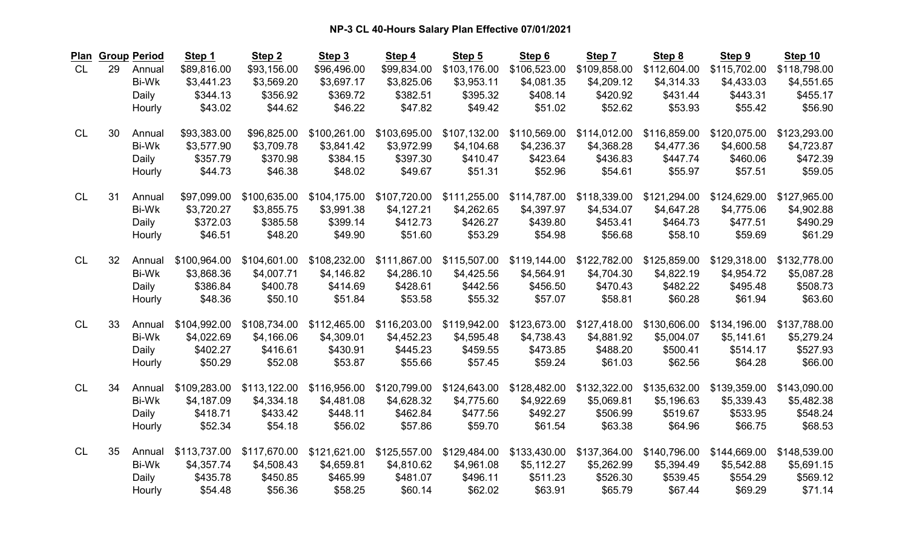# NP-3 CL 40-Hours Salary Plan Effective 07/01/2021

| Plan | Group | Period | Step 1 | Step 2 | Step 3 | Step 4 | Step 5 | Step 6 | Step 7 | Step 8 | Step 9 | Step 10 |
|---|---|---|---|---|---|---|---|---|---|---|---|---|
| CL | 29 | Annual | $89,816.00 | $93,156.00 | $96,496.00 | $99,834.00 | $103,176.00 | $106,523.00 | $109,858.00 | $112,604.00 | $115,702.00 | $118,798.00 |
| | | Bi-Wk | $3,441.23 | $3,569.20 | $3,697.17 | $3,825.06 | $3,953.11 | $4,081.35 | $4,209.12 | $4,314.33 | $4,433.03 | $4,551.65 |
| | | Daily | $344.13 | $356.92 | $369.72 | $382.51 | $395.32 | $408.14 | $420.92 | $431.44 | $443.31 | $455.17 |
| | | Hourly | $43.02 | $44.62 | $46.22 | $47.82 | $49.42 | $51.02 | $52.62 | $53.93 | $55.42 | $56.90 |
| CL | 30 | Annual | $93,383.00 | $96,825.00 | $100,261.00 | $103,695.00 | $107,132.00 | $110,569.00 | $114,012.00 | $116,859.00 | $120,075.00 | $123,293.00 |
| | | Bi-Wk | $3,577.90 | $3,709.78 | $3,841.42 | $3,972.99 | $4,104.68 | $4,236.37 | $4,368.28 | $4,477.36 | $4,600.58 | $4,723.87 |
| | | Daily | $357.79 | $370.98 | $384.15 | $397.30 | $410.47 | $423.64 | $436.83 | $447.74 | $460.06 | $472.39 |
| | | Hourly | $44.73 | $46.38 | $48.02 | $49.67 | $51.31 | $52.96 | $54.61 | $55.97 | $57.51 | $59.05 |
| CL | 31 | Annual | $97,099.00 | $100,635.00 | $104,175.00 | $107,720.00 | $111,255.00 | $114,787.00 | $118,339.00 | $121,294.00 | $124,629.00 | $127,965.00 |
| | | Bi-Wk | $3,720.27 | $3,855.75 | $3,991.38 | $4,127.21 | $4,262.65 | $4,397.97 | $4,534.07 | $4,647.28 | $4,775.06 | $4,902.88 |
| | | Daily | $372.03 | $385.58 | $399.14 | $412.73 | $426.27 | $439.80 | $453.41 | $464.73 | $477.51 | $490.29 |
| | | Hourly | $46.51 | $48.20 | $49.90 | $51.60 | $53.29 | $54.98 | $56.68 | $58.10 | $59.69 | $61.29 |
| CL | 32 | Annual | $100,964.00 | $104,601.00 | $108,232.00 | $111,867.00 | $115,507.00 | $119,144.00 | $122,782.00 | $125,859.00 | $129,318.00 | $132,778.00 |
| | | Bi-Wk | $3,868.36 | $4,007.71 | $4,146.82 | $4,286.10 | $4,425.56 | $4,564.91 | $4,704.30 | $4,822.19 | $4,954.72 | $5,087.28 |
| | | Daily | $386.84 | $400.78 | $414.69 | $428.61 | $442.56 | $456.50 | $470.43 | $482.22 | $495.48 | $508.73 |
| | | Hourly | $48.36 | $50.10 | $51.84 | $53.58 | $55.32 | $57.07 | $58.81 | $60.28 | $61.94 | $63.60 |
| CL | 33 | Annual | $104,992.00 | $108,734.00 | $112,465.00 | $116,203.00 | $119,942.00 | $123,673.00 | $127,418.00 | $130,606.00 | $134,196.00 | $137,788.00 |
| | | Bi-Wk | $4,022.69 | $4,166.06 | $4,309.01 | $4,452.23 | $4,595.48 | $4,738.43 | $4,881.92 | $5,004.07 | $5,141.61 | $5,279.24 |
| | | Daily | $402.27 | $416.61 | $430.91 | $445.23 | $459.55 | $473.85 | $488.20 | $500.41 | $514.17 | $527.93 |
| | | Hourly | $50.29 | $52.08 | $53.87 | $55.66 | $57.45 | $59.24 | $61.03 | $62.56 | $64.28 | $66.00 |
| CL | 34 | Annual | $109,283.00 | $113,122.00 | $116,956.00 | $120,799.00 | $124,643.00 | $128,482.00 | $132,322.00 | $135,632.00 | $139,359.00 | $143,090.00 |
| | | Bi-Wk | $4,187.09 | $4,334.18 | $4,481.08 | $4,628.32 | $4,775.60 | $4,922.69 | $5,069.81 | $5,196.63 | $5,339.43 | $5,482.38 |
| | | Daily | $418.71 | $433.42 | $448.11 | $462.84 | $477.56 | $492.27 | $506.99 | $519.67 | $533.95 | $548.24 |
| | | Hourly | $52.34 | $54.18 | $56.02 | $57.86 | $59.70 | $61.54 | $63.38 | $64.96 | $66.75 | $68.53 |
| CL | 35 | Annual | $113,737.00 | $117,670.00 | $121,621.00 | $125,557.00 | $129,484.00 | $133,430.00 | $137,364.00 | $140,796.00 | $144,669.00 | $148,539.00 |
| | | Bi-Wk | $4,357.74 | $4,508.43 | $4,659.81 | $4,810.62 | $4,961.08 | $5,112.27 | $5,262.99 | $5,394.49 | $5,542.88 | $5,691.15 |
| | | Daily | $435.78 | $450.85 | $465.99 | $481.07 | $496.11 | $511.23 | $526.30 | $539.45 | $554.29 | $569.12 |
| | | Hourly | $54.48 | $56.36 | $58.25 | $60.14 | $62.02 | $63.91 | $65.79 | $67.44 | $69.29 | $71.14 |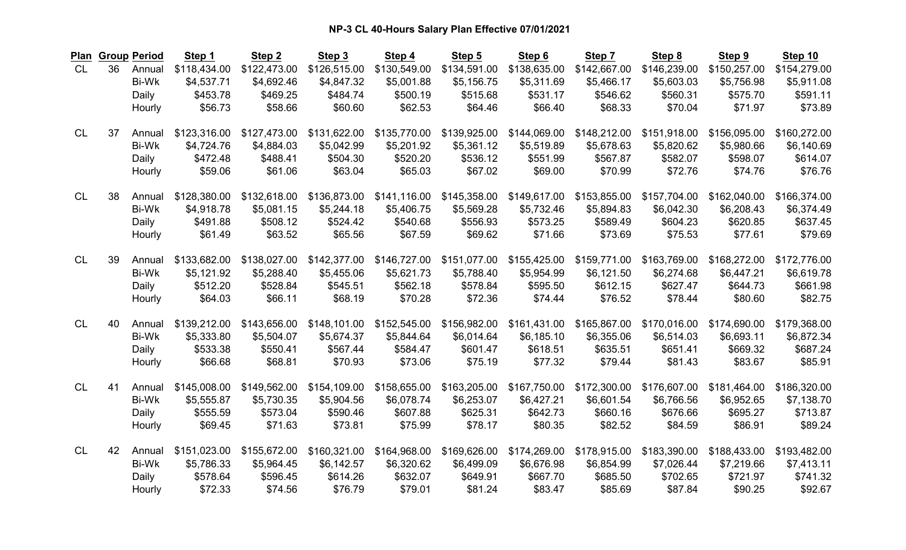# NP-3 CL 40-Hours Salary Plan Effective 07/01/2021

| Plan | Group | Period | Step 1 | Step 2 | Step 3 | Step 4 | Step 5 | Step 6 | Step 7 | Step 8 | Step 9 | Step 10 |
|---|---|---|---|---|---|---|---|---|---|---|---|---|
| CL | 36 | Annual | $118,434.00 | $122,473.00 | $126,515.00 | $130,549.00 | $134,591.00 | $138,635.00 | $142,667.00 | $146,239.00 | $150,257.00 | $154,279.00 |
| | | Bi-Wk | $4,537.71 | $4,692.46 | $4,847.32 | $5,001.88 | $5,156.75 | $5,311.69 | $5,466.17 | $5,603.03 | $5,756.98 | $5,911.08 |
| | | Daily | $453.78 | $469.25 | $484.74 | $500.19 | $515.68 | $531.17 | $546.62 | $560.31 | $575.70 | $591.11 |
| | | Hourly | $56.73 | $58.66 | $60.60 | $62.53 | $64.46 | $66.40 | $68.33 | $70.04 | $71.97 | $73.89 |
| CL | 37 | Annual | $123,316.00 | $127,473.00 | $131,622.00 | $135,770.00 | $139,925.00 | $144,069.00 | $148,212.00 | $151,918.00 | $156,095.00 | $160,272.00 |
| | | Bi-Wk | $4,724.76 | $4,884.03 | $5,042.99 | $5,201.92 | $5,361.12 | $5,519.89 | $5,678.63 | $5,820.62 | $5,980.66 | $6,140.69 |
| | | Daily | $472.48 | $488.41 | $504.30 | $520.20 | $536.12 | $551.99 | $567.87 | $582.07 | $598.07 | $614.07 |
| | | Hourly | $59.06 | $61.06 | $63.04 | $65.03 | $67.02 | $69.00 | $70.99 | $72.76 | $74.76 | $76.76 |
| CL | 38 | Annual | $128,380.00 | $132,618.00 | $136,873.00 | $141,116.00 | $145,358.00 | $149,617.00 | $153,855.00 | $157,704.00 | $162,040.00 | $166,374.00 |
| | | Bi-Wk | $4,918.78 | $5,081.15 | $5,244.18 | $5,406.75 | $5,569.28 | $5,732.46 | $5,894.83 | $6,042.30 | $6,208.43 | $6,374.49 |
| | | Daily | $491.88 | $508.12 | $524.42 | $540.68 | $556.93 | $573.25 | $589.49 | $604.23 | $620.85 | $637.45 |
| | | Hourly | $61.49 | $63.52 | $65.56 | $67.59 | $69.62 | $71.66 | $73.69 | $75.53 | $77.61 | $79.69 |
| CL | 39 | Annual | $133,682.00 | $138,027.00 | $142,377.00 | $146,727.00 | $151,077.00 | $155,425.00 | $159,771.00 | $163,769.00 | $168,272.00 | $172,776.00 |
| | | Bi-Wk | $5,121.92 | $5,288.40 | $5,455.06 | $5,621.73 | $5,788.40 | $5,954.99 | $6,121.50 | $6,274.68 | $6,447.21 | $6,619.78 |
| | | Daily | $512.20 | $528.84 | $545.51 | $562.18 | $578.84 | $595.50 | $612.15 | $627.47 | $644.73 | $661.98 |
| | | Hourly | $64.03 | $66.11 | $68.19 | $70.28 | $72.36 | $74.44 | $76.52 | $78.44 | $80.60 | $82.75 |
| CL | 40 | Annual | $139,212.00 | $143,656.00 | $148,101.00 | $152,545.00 | $156,982.00 | $161,431.00 | $165,867.00 | $170,016.00 | $174,690.00 | $179,368.00 |
| | | Bi-Wk | $5,333.80 | $5,504.07 | $5,674.37 | $5,844.64 | $6,014.64 | $6,185.10 | $6,355.06 | $6,514.03 | $6,693.11 | $6,872.34 |
| | | Daily | $533.38 | $550.41 | $567.44 | $584.47 | $601.47 | $618.51 | $635.51 | $651.41 | $669.32 | $687.24 |
| | | Hourly | $66.68 | $68.81 | $70.93 | $73.06 | $75.19 | $77.32 | $79.44 | $81.43 | $83.67 | $85.91 |
| CL | 41 | Annual | $145,008.00 | $149,562.00 | $154,109.00 | $158,655.00 | $163,205.00 | $167,750.00 | $172,300.00 | $176,607.00 | $181,464.00 | $186,320.00 |
| | | Bi-Wk | $5,555.87 | $5,730.35 | $5,904.56 | $6,078.74 | $6,253.07 | $6,427.21 | $6,601.54 | $6,766.56 | $6,952.65 | $7,138.70 |
| | | Daily | $555.59 | $573.04 | $590.46 | $607.88 | $625.31 | $642.73 | $660.16 | $676.66 | $695.27 | $713.87 |
| | | Hourly | $69.45 | $71.63 | $73.81 | $75.99 | $78.17 | $80.35 | $82.52 | $84.59 | $86.91 | $89.24 |
| CL | 42 | Annual | $151,023.00 | $155,672.00 | $160,321.00 | $164,968.00 | $169,626.00 | $174,269.00 | $178,915.00 | $183,390.00 | $188,433.00 | $193,482.00 |
| | | Bi-Wk | $5,786.33 | $5,964.45 | $6,142.57 | $6,320.62 | $6,499.09 | $6,676.98 | $6,854.99 | $7,026.44 | $7,219.66 | $7,413.11 |
| | | Daily | $578.64 | $596.45 | $614.26 | $632.07 | $649.91 | $667.70 | $685.50 | $702.65 | $721.97 | $741.32 |
| | | Hourly | $72.33 | $74.56 | $76.79 | $79.01 | $81.24 | $83.47 | $85.69 | $87.84 | $90.25 | $92.67 |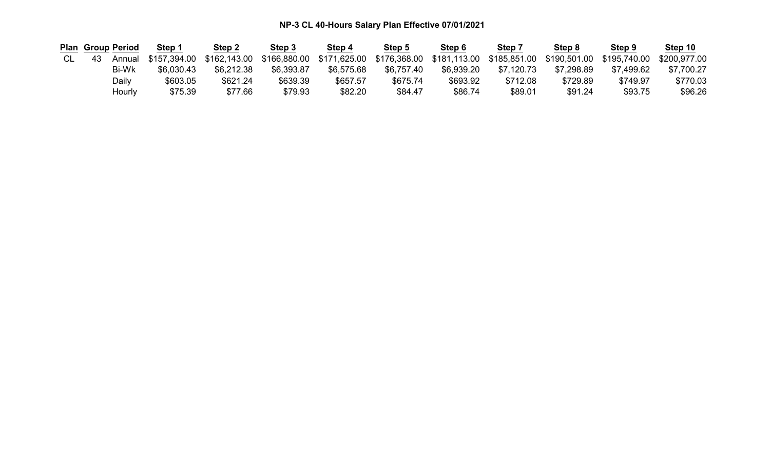**NP-3 CL 40-Hours Salary Plan Effective 07/01/2021**

| Plan | Group | Period | Step 1 | Step 2 | Step 3 | Step 4 | Step 5 | Step 6 | Step 7 | Step 8 | Step 9 | Step 10 |
|---|---|---|---|---|---|---|---|---|---|---|---|---|
| CL | 43 | Annual | $157,394.00 | $162,143.00 | $166,880.00 | $171,625.00 | $176,368.00 | $181,113.00 | $185,851.00 | $190,501.00 | $195,740.00 | $200,977.00 |
| | | Bi-Wk | $6,030.43 | $6,212.38 | $6,393.87 | $6,575.68 | $6,757.40 | $6,939.20 | $7,120.73 | $7,298.89 | $7,499.62 | $7,700.27 |
| | | Daily | $603.05 | $621.24 | $639.39 | $657.57 | $675.74 | $693.92 | $712.08 | $729.89 | $749.97 | $770.03 |
| | | Hourly | $75.39 | $77.66 | $79.93 | $82.20 | $84.47 | $86.74 | $89.01 | $91.24 | $93.75 | $96.26 |